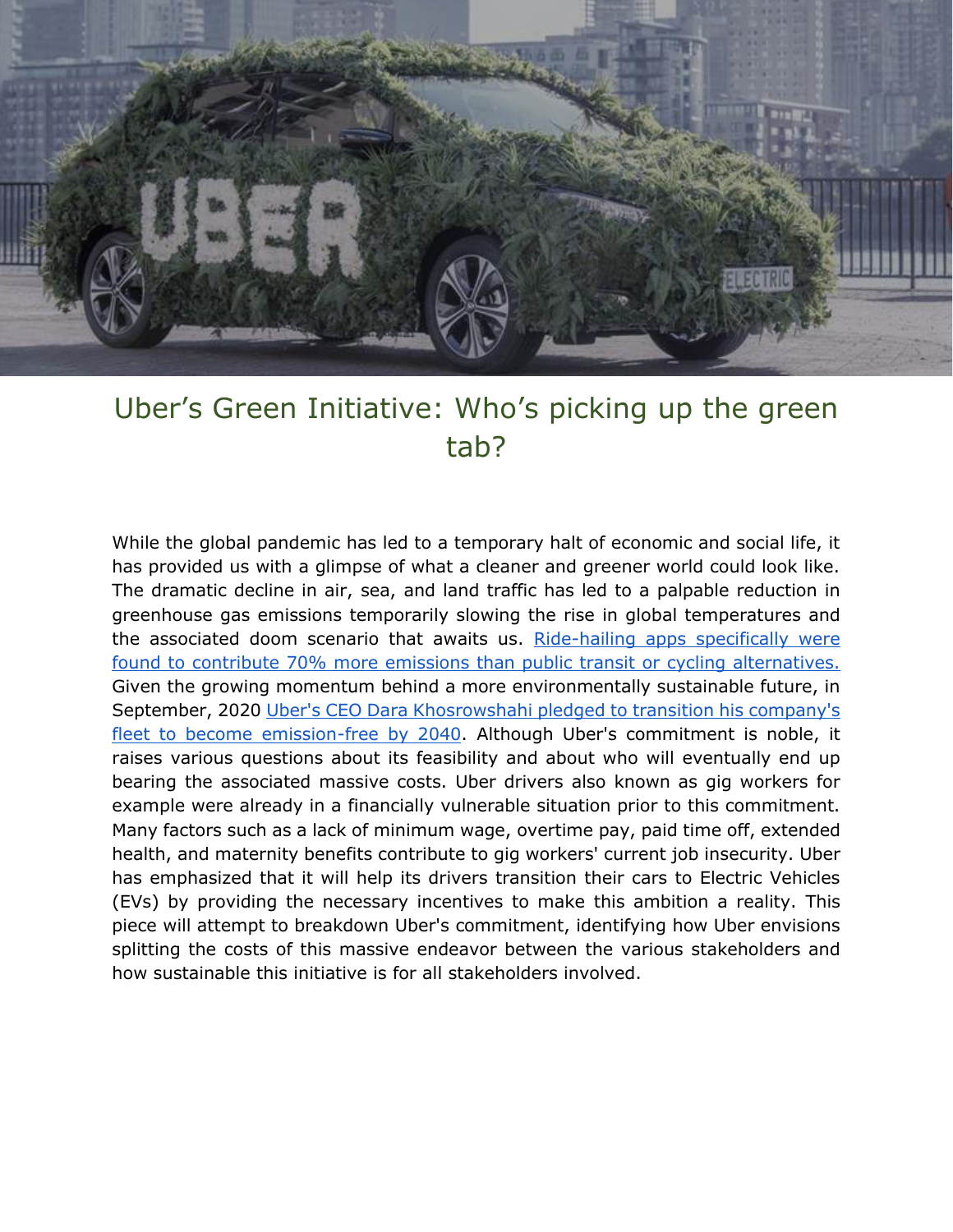# Uber's Green Initiative: Who's picking up the green tab?

While the global pandemic has led to a temporary halt of economic and social life, it has provided us with a glimpse of what a cleaner and greener world could look like. The dramatic decline in air, sea, and land traffic has led to a palpable reduction in greenhouse gas emissions temporarily slowing the rise in global temperatures and the associated doom scenario that awaits us. Ride-hailing apps specifically were found to contribute 70% more emissions than public transit or cycling alternatives. Given the growing momentum behind a more environmentally sustainable future, in September, 2020 Uber's CEO Dara Khosrowshahi pledged to transition his company's fleet to become emission-free by 2040. Although Uber's commitment is noble, it raises various questions about its feasibility and about who will eventually end up bearing the associated massive costs. Uber drivers also known as gig workers for example were already in a financially vulnerable situation prior to this commitment. Many factors such as a lack of minimum wage, overtime pay, paid time off, extended health, and maternity benefits contribute to gig workers' current job insecurity. Uber has emphasized that it will help its drivers transition their cars to Electric Vehicles (EVs) by providing the necessary incentives to make this ambition a reality. This piece will attempt to breakdown Uber's commitment, identifying how Uber envisions splitting the costs of this massive endeavor between the various stakeholders and how sustainable this initiative is for all stakeholders involved.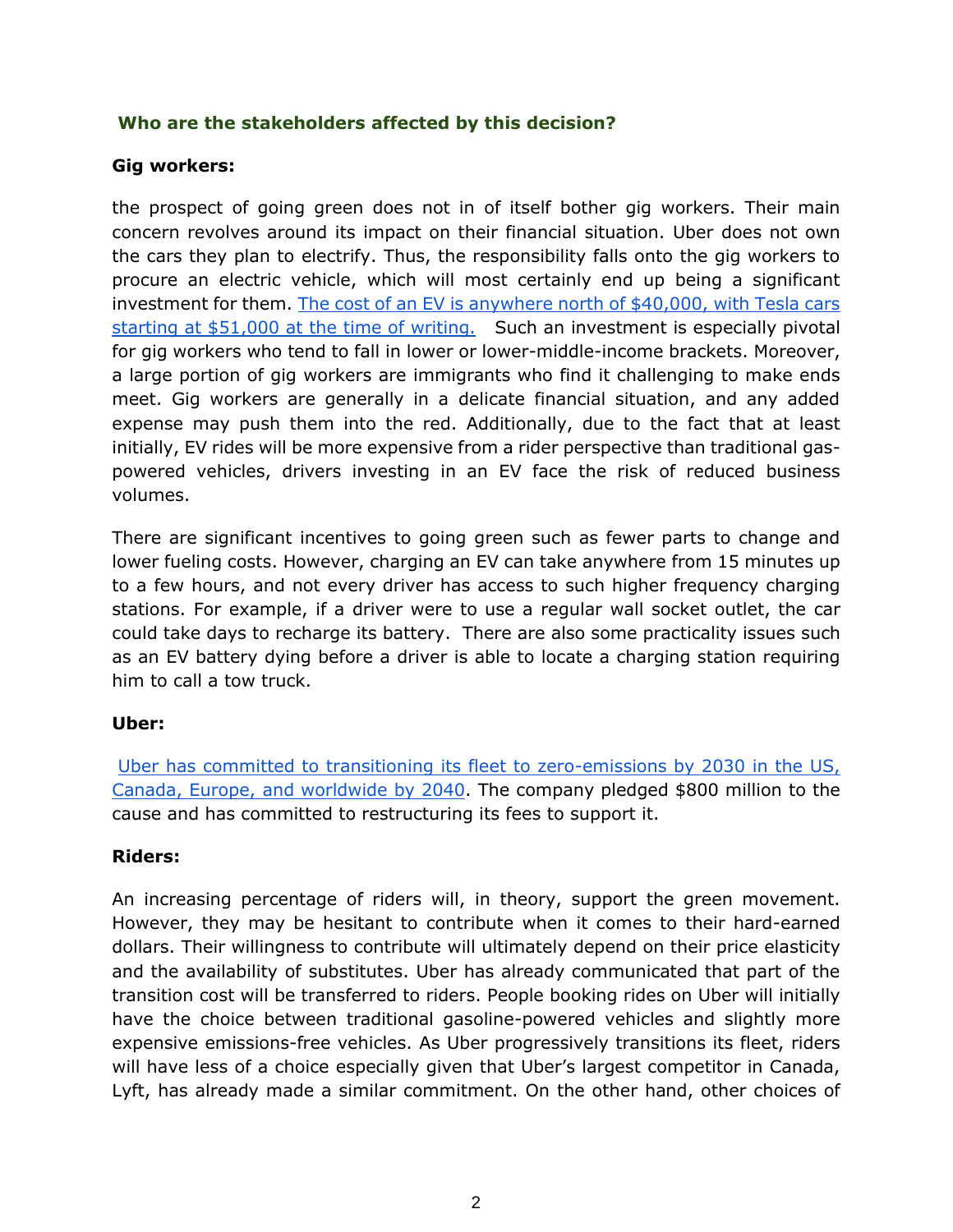## Who are the stakeholders affected by this decision?

**Gig workers:**

the prospect of going green does not in of itself bother gig workers. Their main concern revolves around its impact on their financial situation. Uber does not own the cars they plan to electrify. Thus, the responsibility falls onto the gig workers to procure an electric vehicle, which will most certainly end up being a significant investment for them. The cost of an EV is anywhere north of $40,000, with Tesla cars starting at $51,000 at the time of writing. Such an investment is especially pivotal for gig workers who tend to fall in lower or lower-middle-income brackets. Moreover, a large portion of gig workers are immigrants who find it challenging to make ends meet. Gig workers are generally in a delicate financial situation, and any added expense may push them into the red. Additionally, due to the fact that at least initially, EV rides will be more expensive from a rider perspective than traditional gas-powered vehicles, drivers investing in an EV face the risk of reduced business volumes.

There are significant incentives to going green such as fewer parts to change and lower fueling costs. However, charging an EV can take anywhere from 15 minutes up to a few hours, and not every driver has access to such higher frequency charging stations. For example, if a driver were to use a regular wall socket outlet, the car could take days to recharge its battery. There are also some practicality issues such as an EV battery dying before a driver is able to locate a charging station requiring him to call a tow truck.

**Uber:**

Uber has committed to transitioning its fleet to zero-emissions by 2030 in the US, Canada, Europe, and worldwide by 2040. The company pledged $800 million to the cause and has committed to restructuring its fees to support it.

**Riders:**

An increasing percentage of riders will, in theory, support the green movement. However, they may be hesitant to contribute when it comes to their hard-earned dollars. Their willingness to contribute will ultimately depend on their price elasticity and the availability of substitutes. Uber has already communicated that part of the transition cost will be transferred to riders. People booking rides on Uber will initially have the choice between traditional gasoline-powered vehicles and slightly more expensive emissions-free vehicles. As Uber progressively transitions its fleet, riders will have less of a choice especially given that Uber's largest competitor in Canada, Lyft, has already made a similar commitment. On the other hand, other choices of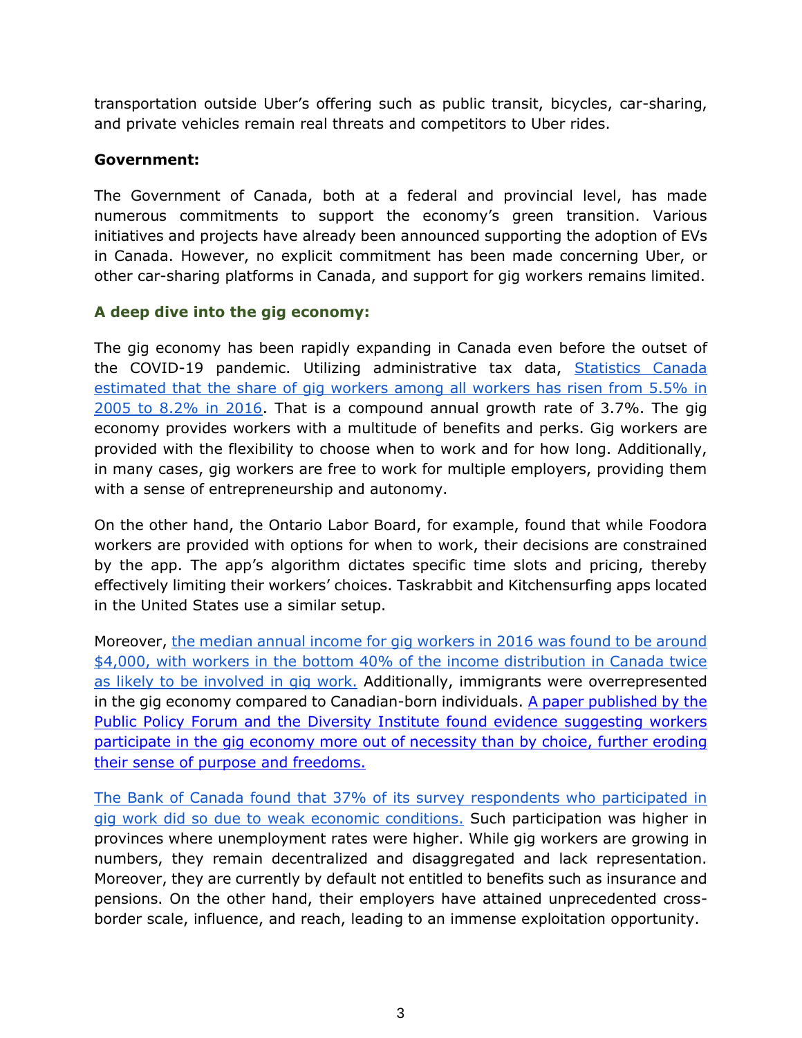transportation outside Uber's offering such as public transit, bicycles, car-sharing, and private vehicles remain real threats and competitors to Uber rides.

**Government:**

The Government of Canada, both at a federal and provincial level, has made numerous commitments to support the economy's green transition. Various initiatives and projects have already been announced supporting the adoption of EVs in Canada. However, no explicit commitment has been made concerning Uber, or other car-sharing platforms in Canada, and support for gig workers remains limited.

### A deep dive into the gig economy:

The gig economy has been rapidly expanding in Canada even before the outset of the COVID-19 pandemic. Utilizing administrative tax data, Statistics Canada estimated that the share of gig workers among all workers has risen from 5.5% in 2005 to 8.2% in 2016. That is a compound annual growth rate of 3.7%. The gig economy provides workers with a multitude of benefits and perks. Gig workers are provided with the flexibility to choose when to work and for how long. Additionally, in many cases, gig workers are free to work for multiple employers, providing them with a sense of entrepreneurship and autonomy.

On the other hand, the Ontario Labor Board, for example, found that while Foodora workers are provided with options for when to work, their decisions are constrained by the app. The app's algorithm dictates specific time slots and pricing, thereby effectively limiting their workers' choices. Taskrabbit and Kitchensurfing apps located in the United States use a similar setup.

Moreover, the median annual income for gig workers in 2016 was found to be around $4,000, with workers in the bottom 40% of the income distribution in Canada twice as likely to be involved in gig work. Additionally, immigrants were overrepresented in the gig economy compared to Canadian-born individuals. A paper published by the Public Policy Forum and the Diversity Institute found evidence suggesting workers participate in the gig economy more out of necessity than by choice, further eroding their sense of purpose and freedoms.

The Bank of Canada found that 37% of its survey respondents who participated in gig work did so due to weak economic conditions. Such participation was higher in provinces where unemployment rates were higher. While gig workers are growing in numbers, they remain decentralized and disaggregated and lack representation. Moreover, they are currently by default not entitled to benefits such as insurance and pensions. On the other hand, their employers have attained unprecedented cross-border scale, influence, and reach, leading to an immense exploitation opportunity.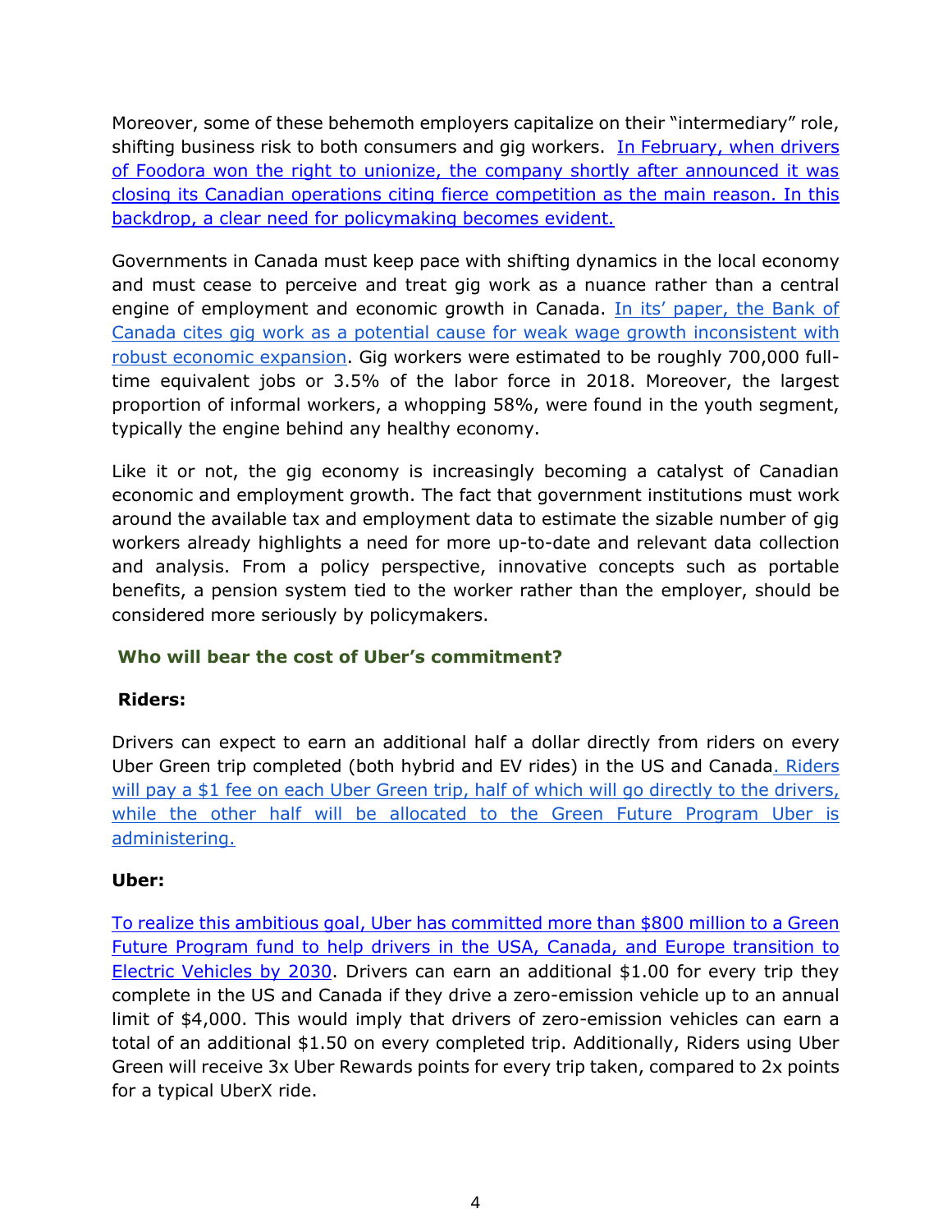Moreover, some of these behemoth employers capitalize on their "intermediary" role, shifting business risk to both consumers and gig workers. In February, when drivers of Foodora won the right to unionize, the company shortly after announced it was closing its Canadian operations citing fierce competition as the main reason. In this backdrop, a clear need for policymaking becomes evident.

Governments in Canada must keep pace with shifting dynamics in the local economy and must cease to perceive and treat gig work as a nuance rather than a central engine of employment and economic growth in Canada. In its' paper, the Bank of Canada cites gig work as a potential cause for weak wage growth inconsistent with robust economic expansion. Gig workers were estimated to be roughly 700,000 full-time equivalent jobs or 3.5% of the labor force in 2018. Moreover, the largest proportion of informal workers, a whopping 58%, were found in the youth segment, typically the engine behind any healthy economy.

Like it or not, the gig economy is increasingly becoming a catalyst of Canadian economic and employment growth. The fact that government institutions must work around the available tax and employment data to estimate the sizable number of gig workers already highlights a need for more up-to-date and relevant data collection and analysis. From a policy perspective, innovative concepts such as portable benefits, a pension system tied to the worker rather than the employer, should be considered more seriously by policymakers.

### Who will bear the cost of Uber's commitment?

**Riders:**

Drivers can expect to earn an additional half a dollar directly from riders on every Uber Green trip completed (both hybrid and EV rides) in the US and Canada. Riders will pay a $1 fee on each Uber Green trip, half of which will go directly to the drivers, while the other half will be allocated to the Green Future Program Uber is administering.

**Uber:**

To realize this ambitious goal, Uber has committed more than $800 million to a Green Future Program fund to help drivers in the USA, Canada, and Europe transition to Electric Vehicles by 2030. Drivers can earn an additional $1.00 for every trip they complete in the US and Canada if they drive a zero-emission vehicle up to an annual limit of $4,000. This would imply that drivers of zero-emission vehicles can earn a total of an additional $1.50 on every completed trip. Additionally, Riders using Uber Green will receive 3x Uber Rewards points for every trip taken, compared to 2x points for a typical UberX ride.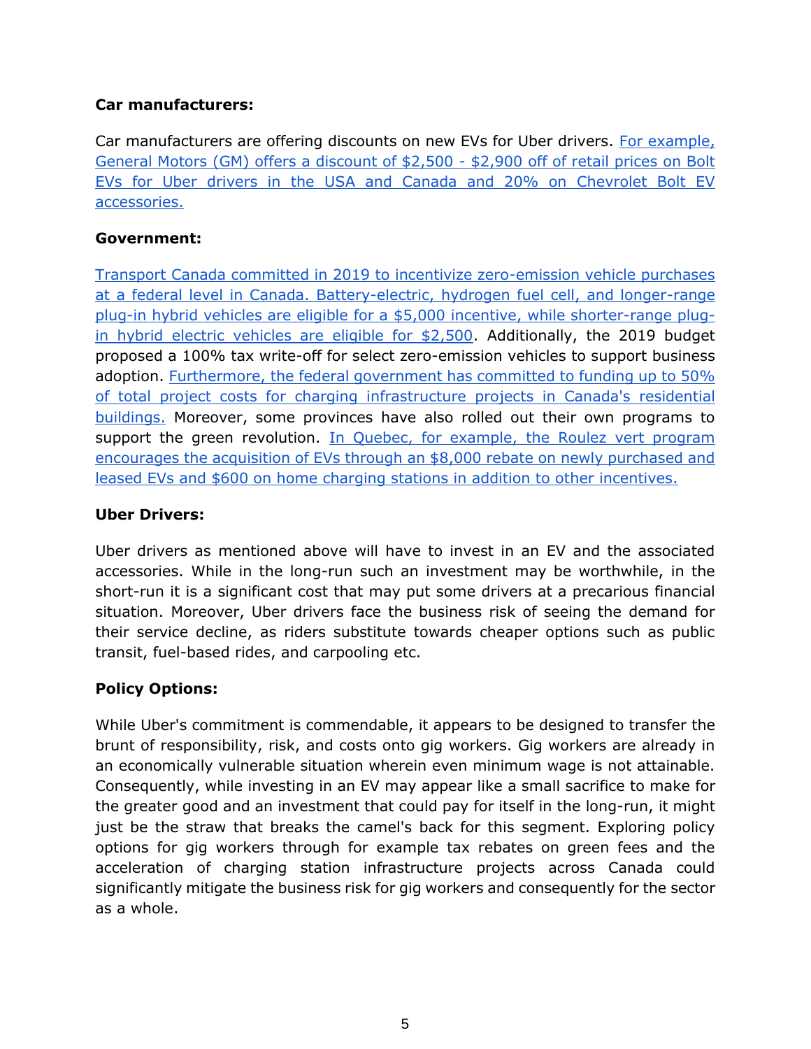**Car manufacturers:**

Car manufacturers are offering discounts on new EVs for Uber drivers. For example, General Motors (GM) offers a discount of $2,500 - $2,900 off of retail prices on Bolt EVs for Uber drivers in the USA and Canada and 20% on Chevrolet Bolt EV accessories.

**Government:**

Transport Canada committed in 2019 to incentivize zero-emission vehicle purchases at a federal level in Canada. Battery-electric, hydrogen fuel cell, and longer-range plug-in hybrid vehicles are eligible for a $5,000 incentive, while shorter-range plug-in hybrid electric vehicles are eligible for $2,500. Additionally, the 2019 budget proposed a 100% tax write-off for select zero-emission vehicles to support business adoption. Furthermore, the federal government has committed to funding up to 50% of total project costs for charging infrastructure projects in Canada's residential buildings. Moreover, some provinces have also rolled out their own programs to support the green revolution. In Quebec, for example, the Roulez vert program encourages the acquisition of EVs through an $8,000 rebate on newly purchased and leased EVs and $600 on home charging stations in addition to other incentives.

**Uber Drivers:**

Uber drivers as mentioned above will have to invest in an EV and the associated accessories. While in the long-run such an investment may be worthwhile, in the short-run it is a significant cost that may put some drivers at a precarious financial situation. Moreover, Uber drivers face the business risk of seeing the demand for their service decline, as riders substitute towards cheaper options such as public transit, fuel-based rides, and carpooling etc.

**Policy Options:**

While Uber's commitment is commendable, it appears to be designed to transfer the brunt of responsibility, risk, and costs onto gig workers. Gig workers are already in an economically vulnerable situation wherein even minimum wage is not attainable. Consequently, while investing in an EV may appear like a small sacrifice to make for the greater good and an investment that could pay for itself in the long-run, it might just be the straw that breaks the camel's back for this segment. Exploring policy options for gig workers through for example tax rebates on green fees and the acceleration of charging station infrastructure projects across Canada could significantly mitigate the business risk for gig workers and consequently for the sector as a whole.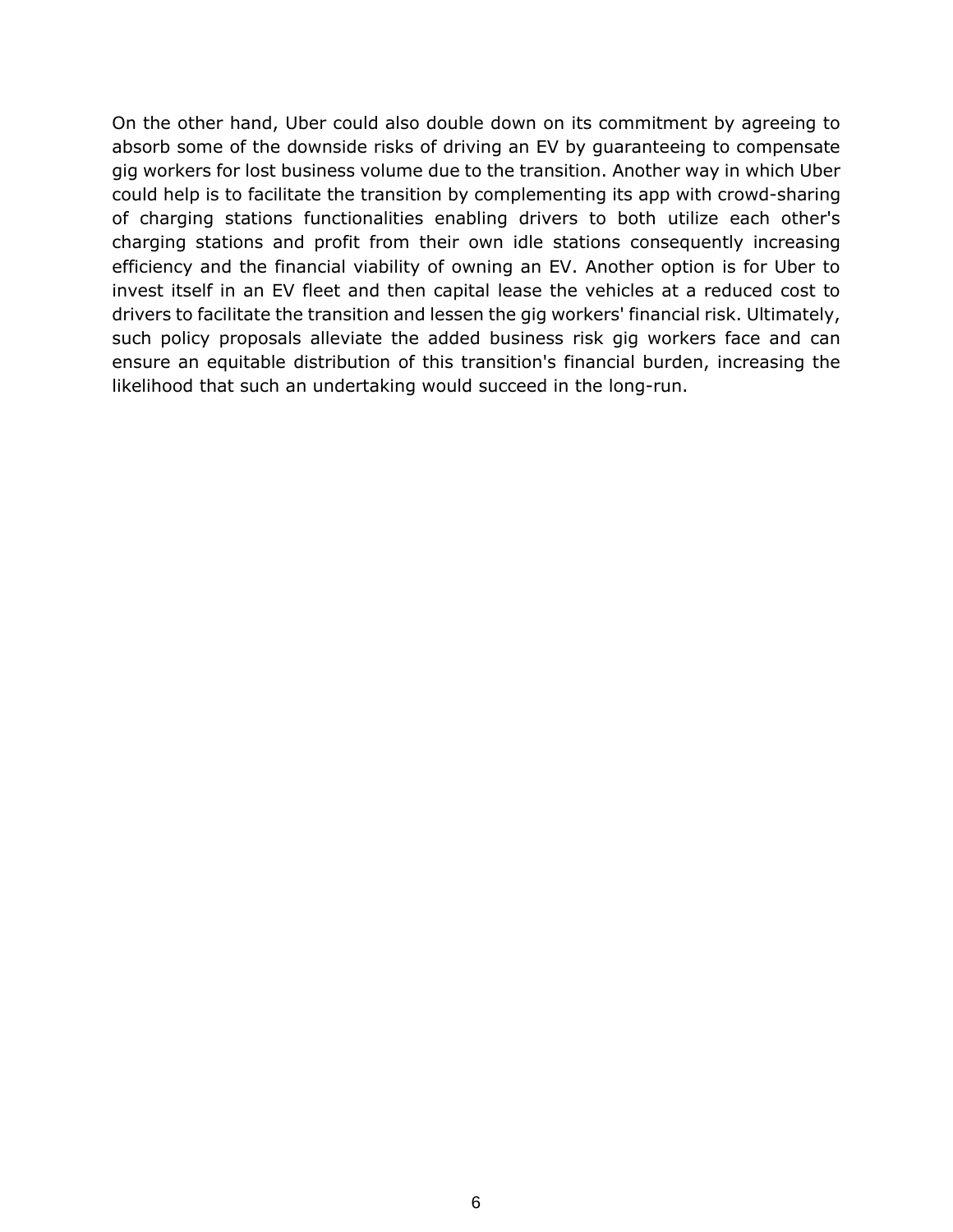On the other hand, Uber could also double down on its commitment by agreeing to absorb some of the downside risks of driving an EV by guaranteeing to compensate gig workers for lost business volume due to the transition. Another way in which Uber could help is to facilitate the transition by complementing its app with crowd-sharing of charging stations functionalities enabling drivers to both utilize each other's charging stations and profit from their own idle stations consequently increasing efficiency and the financial viability of owning an EV. Another option is for Uber to invest itself in an EV fleet and then capital lease the vehicles at a reduced cost to drivers to facilitate the transition and lessen the gig workers' financial risk. Ultimately, such policy proposals alleviate the added business risk gig workers face and can ensure an equitable distribution of this transition's financial burden, increasing the likelihood that such an undertaking would succeed in the long-run.